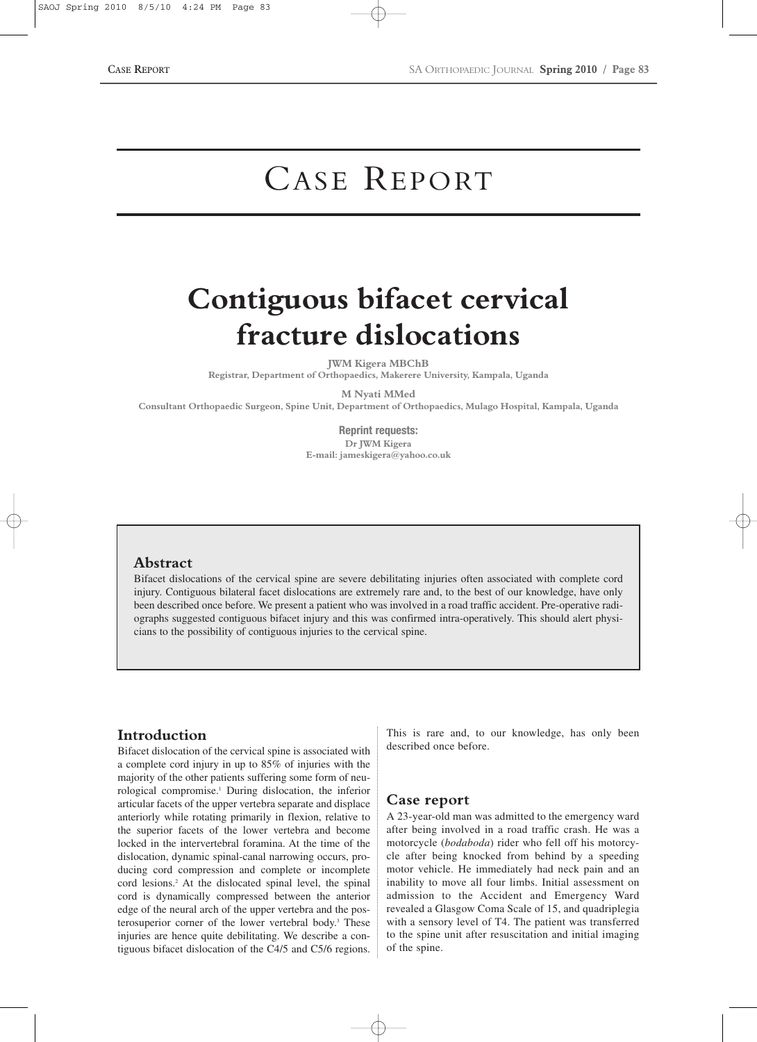# CASE REPORT

# Contiguous bifacet cervical fracture dislocations

**JWM Kigera MBChB**
Registrar, Department of Orthopaedics, Makerere University, Kampala, Uganda

**M Nyati MMed**
Consultant Orthopaedic Surgeon, Spine Unit, Department of Orthopaedics, Mulago Hospital, Kampala, Uganda

**Reprint requests:**
Dr JWM Kigera
E-mail: jameskigera@yahoo.co.uk

## Abstract

Bifacet dislocations of the cervical spine are severe debilitating injuries often associated with complete cord injury. Contiguous bilateral facet dislocations are extremely rare and, to the best of our knowledge, have only been described once before. We present a patient who was involved in a road traffic accident. Pre-operative radiographs suggested contiguous bifacet injury and this was confirmed intra-operatively. This should alert physicians to the possibility of contiguous injuries to the cervical spine.

## Introduction

Bifacet dislocation of the cervical spine is associated with a complete cord injury in up to 85% of injuries with the majority of the other patients suffering some form of neurological compromise.[1] During dislocation, the inferior articular facets of the upper vertebra separate and displace anteriorly while rotating primarily in flexion, relative to the superior facets of the lower vertebra and become locked in the intervertebral foramina. At the time of the dislocation, dynamic spinal-canal narrowing occurs, producing cord compression and complete or incomplete cord lesions.[2] At the dislocated spinal level, the spinal cord is dynamically compressed between the anterior edge of the neural arch of the upper vertebra and the posterosuperior corner of the lower vertebral body.[3] These injuries are hence quite debilitating. We describe a contiguous bifacet dislocation of the C4/5 and C5/6 regions. This is rare and, to our knowledge, has only been described once before.

## Case report

A 23-year-old man was admitted to the emergency ward after being involved in a road traffic crash. He was a motorcycle (*bodaboda*) rider who fell off his motorcycle after being knocked from behind by a speeding motor vehicle. He immediately had neck pain and an inability to move all four limbs. Initial assessment on admission to the Accident and Emergency Ward revealed a Glasgow Coma Scale of 15, and quadriplegia with a sensory level of T4. The patient was transferred to the spine unit after resuscitation and initial imaging of the spine.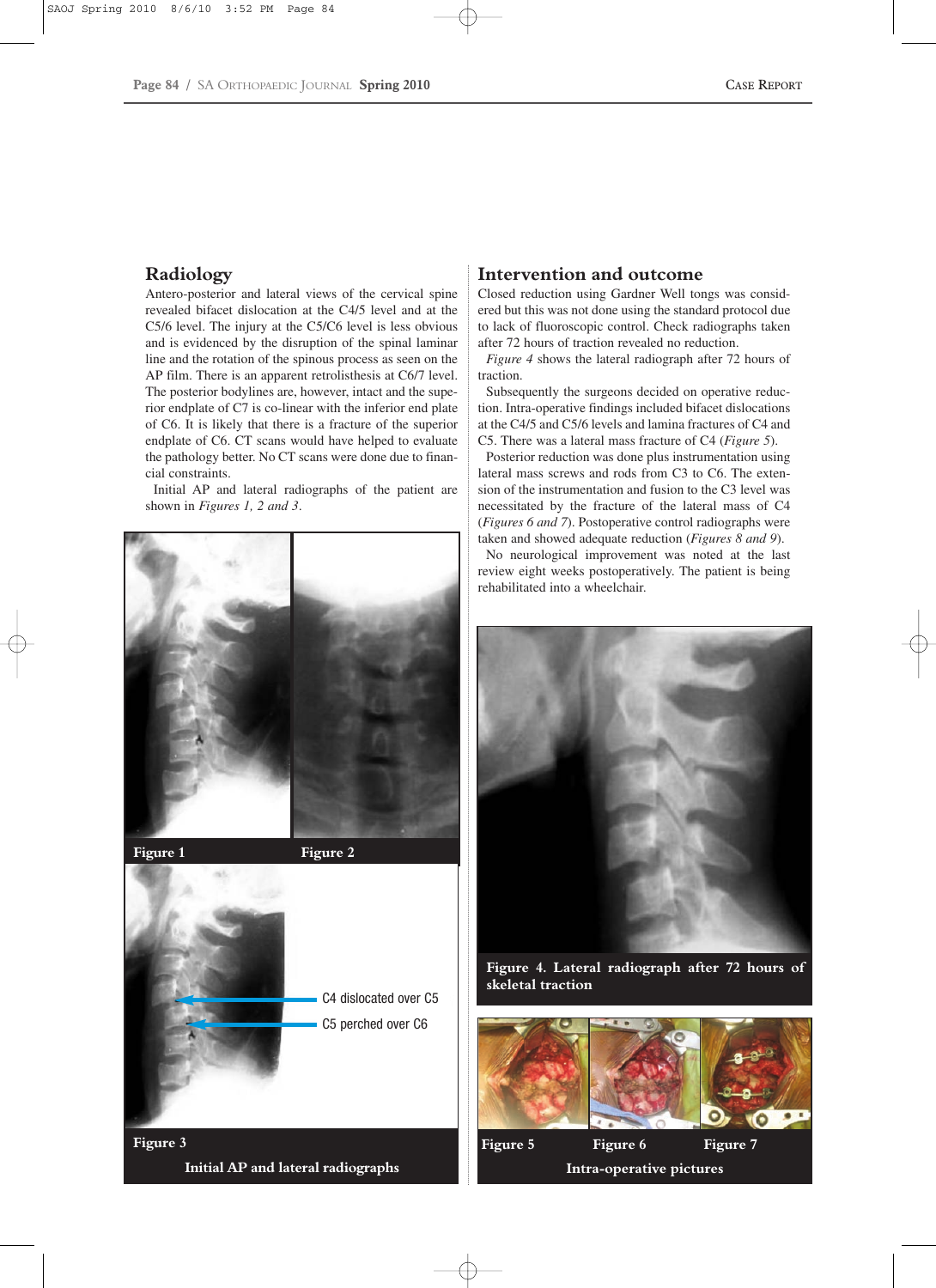## Radiology

Antero-posterior and lateral views of the cervical spine revealed bifacet dislocation at the C4/5 level and at the C5/6 level. The injury at the C5/C6 level is less obvious and is evidenced by the disruption of the spinal laminar line and the rotation of the spinous process as seen on the AP film. There is an apparent retrolisthesis at C6/7 level. The posterior bodylines are, however, intact and the superior endplate of C7 is co-linear with the inferior end plate of C6. It is likely that there is a fracture of the superior endplate of C6. CT scans would have helped to evaluate the pathology better. No CT scans were done due to financial constraints.

Initial AP and lateral radiographs of the patient are shown in *Figures 1, 2 and 3*.

**Figure 1** **Figure 2**

C4 dislocated over C5

C5 perched over C6

**Figure 3**

**Initial AP and lateral radiographs**

## Intervention and outcome

Closed reduction using Gardner Well tongs was considered but this was not done using the standard protocol due to lack of fluoroscopic control. Check radiographs taken after 72 hours of traction revealed no reduction.

*Figure 4* shows the lateral radiograph after 72 hours of traction.

Subsequently the surgeons decided on operative reduction. Intra-operative findings included bifacet dislocations at the C4/5 and C5/6 levels and lamina fractures of C4 and C5. There was a lateral mass fracture of C4 (*Figure 5*).

Posterior reduction was done plus instrumentation using lateral mass screws and rods from C3 to C6. The extension of the instrumentation and fusion to the C3 level was necessitated by the fracture of the lateral mass of C4 (*Figures 6 and 7*). Postoperative control radiographs were taken and showed adequate reduction (*Figures 8 and 9*).

No neurological improvement was noted at the last review eight weeks postoperatively. The patient is being rehabilitated into a wheelchair.

**Figure 4. Lateral radiograph after 72 hours of skeletal traction**

**Figure 5** **Figure 6** **Figure 7**

**Intra-operative pictures**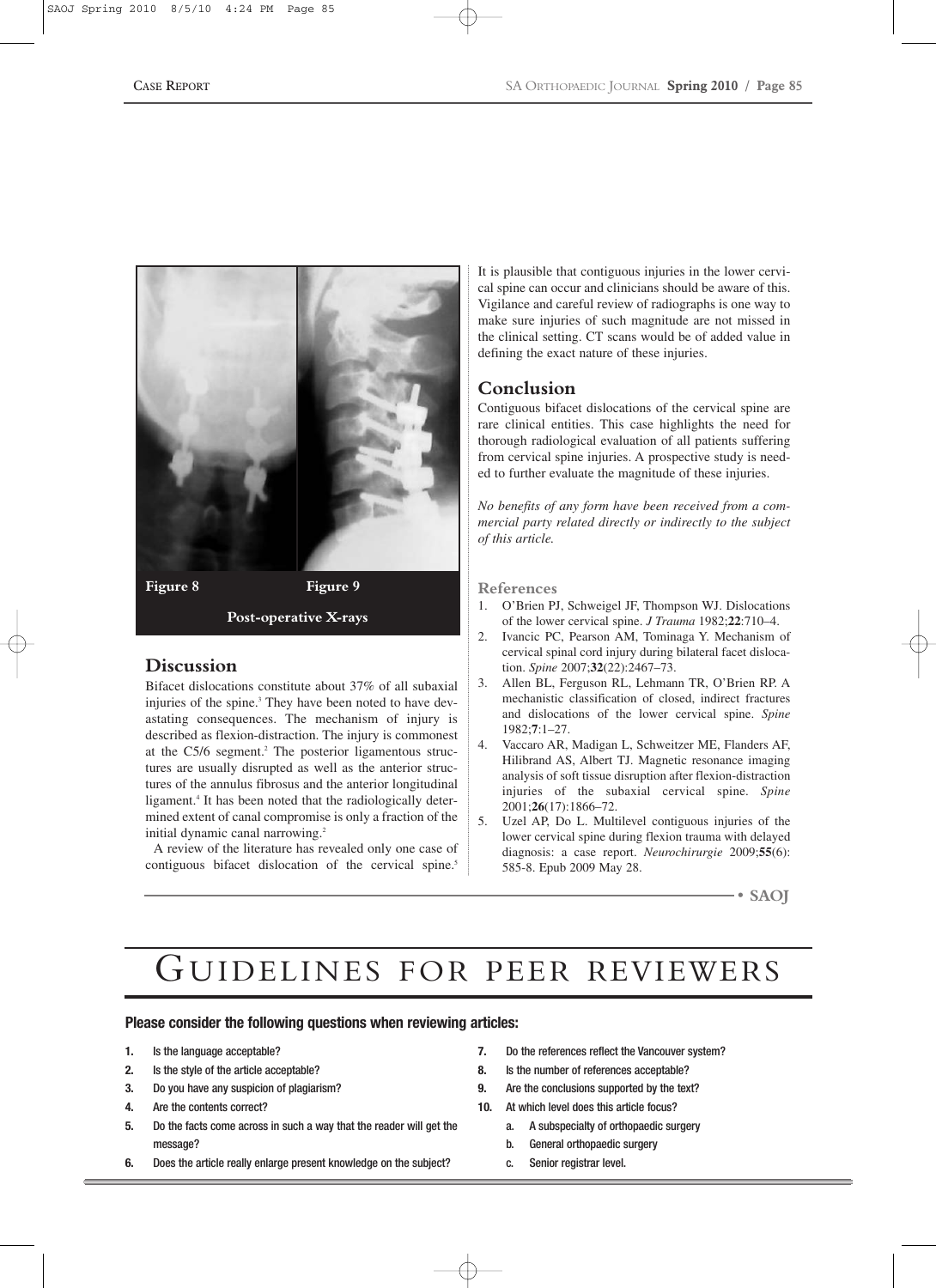Figure 8 Figure 9

Post-operative X-rays

## Discussion

Bifacet dislocations constitute about 37% of all subaxial injuries of the spine.[3] They have been noted to have devastating consequences. The mechanism of injury is described as flexion-distraction. The injury is commonest at the C5/6 segment.[2] The posterior ligamentous structures are usually disrupted as well as the anterior structures of the annulus fibrosus and the anterior longitudinal ligament.[4] It has been noted that the radiologically determined extent of canal compromise is only a fraction of the initial dynamic canal narrowing.[2]

A review of the literature has revealed only one case of contiguous bifacet dislocation of the cervical spine.[5] It is plausible that contiguous injuries in the lower cervical spine can occur and clinicians should be aware of this. Vigilance and careful review of radiographs is one way to make sure injuries of such magnitude are not missed in the clinical setting. CT scans would be of added value in defining the exact nature of these injuries.

## Conclusion

Contiguous bifacet dislocations of the cervical spine are rare clinical entities. This case highlights the need for thorough radiological evaluation of all patients suffering from cervical spine injuries. A prospective study is needed to further evaluate the magnitude of these injuries.

*No benefits of any form have been received from a commercial party related directly or indirectly to the subject of this article.*

### References

1. O'Brien PJ, Schweigel JF, Thompson WJ. Dislocations of the lower cervical spine. *J Trauma* 1982;**22**:710–4.
2. Ivancic PC, Pearson AM, Tominaga Y. Mechanism of cervical spinal cord injury during bilateral facet dislocation. *Spine* 2007;**32**(22):2467–73.
3. Allen BL, Ferguson RL, Lehmann TR, O'Brien RP. A mechanistic classification of closed, indirect fractures and dislocations of the lower cervical spine. *Spine* 1982;**7**:1–27.
4. Vaccaro AR, Madigan L, Schweitzer ME, Flanders AF, Hilibrand AS, Albert TJ. Magnetic resonance imaging analysis of soft tissue disruption after flexion-distraction injuries of the subaxial cervical spine. *Spine* 2001;**26**(17):1866–72.
5. Uzel AP, Do L. Multilevel contiguous injuries of the lower cervical spine during flexion trauma with delayed diagnosis: a case report. *Neurochirurgie* 2009;**55**(6): 585-8. Epub 2009 May 28.

• SAOJ

# Guidelines for peer reviewers

**Please consider the following questions when reviewing articles:**

1. Is the language acceptable?
2. Is the style of the article acceptable?
3. Do you have any suspicion of plagiarism?
4. Are the contents correct?
5. Do the facts come across in such a way that the reader will get the message?
6. Does the article really enlarge present knowledge on the subject?
7. Do the references reflect the Vancouver system?
8. Is the number of references acceptable?
9. Are the conclusions supported by the text?
10. At which level does this article focus?
    a. A subspecialty of orthopaedic surgery
    b. General orthopaedic surgery
    c. Senior registrar level.